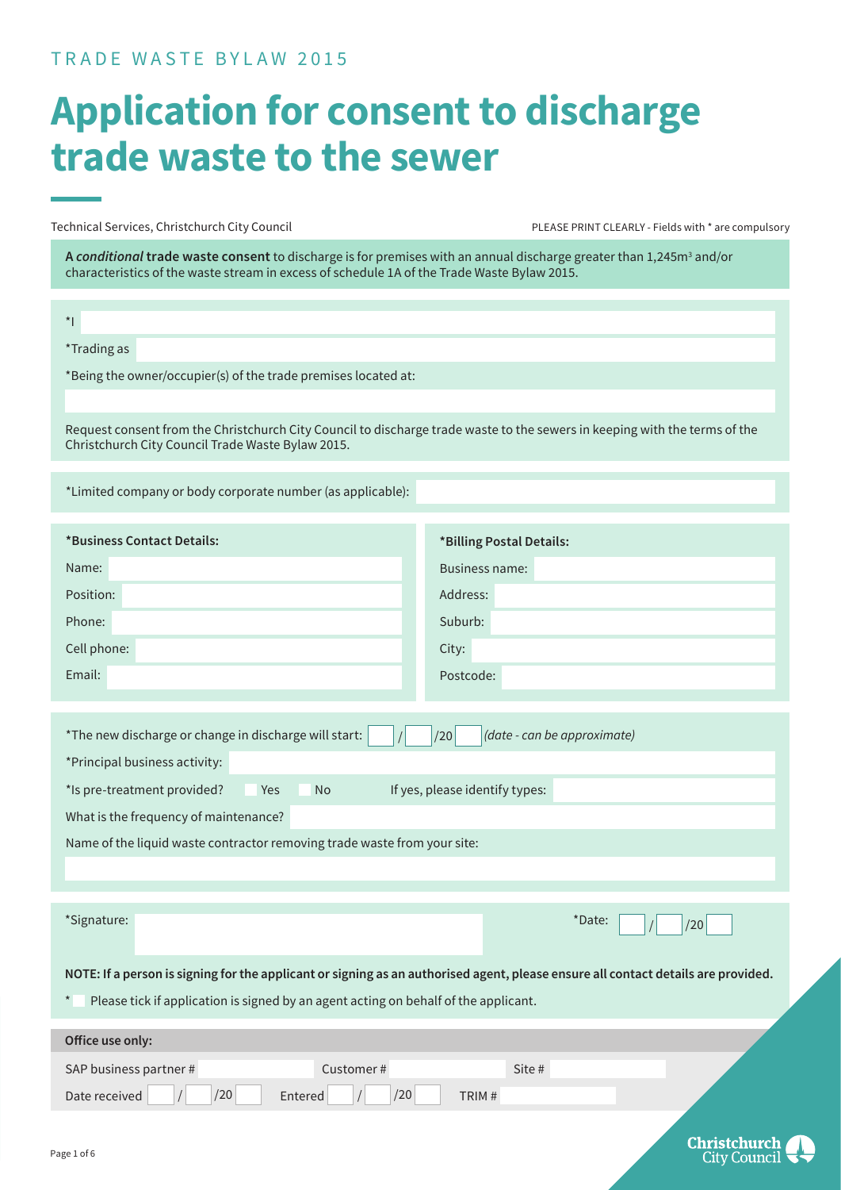TRADE WASTE BYLAW 2015

# Application for consent to discharge trade waste to the sewer

Technical Services, Christchurch City Council

PLEASE PRINT CLEARLY - Fields with * are compulsory

A *conditional* **trade waste consent** to discharge is for premises with an annual discharge greater than 1,245m³ and/or characteristics of the waste stream in excess of schedule 1A of the Trade Waste Bylaw 2015.

*I

*Trading as

*Being the owner/occupier(s) of the trade premises located at:

Request consent from the Christchurch City Council to discharge trade waste to the sewers in keeping with the terms of the Christchurch City Council Trade Waste Bylaw 2015.

*Limited company or body corporate number (as applicable):

**\*Business Contact Details:**

Name:

Position:

Phone:

Cell phone:

Email:

**\*Billing Postal Details:**

Business name:

Address:

Suburb:

City:

Postcode:

*The new discharge or change in discharge will start: / /20 *(date - can be approximate)*

*Principal business activity:

*Is pre-treatment provided? Yes No If yes, please identify types:

What is the frequency of maintenance?

Name of the liquid waste contractor removing trade waste from your site:

*Signature: *Date: / /20

**NOTE: If a person is signing for the applicant or signing as an authorised agent, please ensure all contact details are provided.**

* Please tick if application is signed by an agent acting on behalf of the applicant.

**Office use only:**

SAP business partner # Customer # Site #

Date received / /20 Entered / /20 TRIM #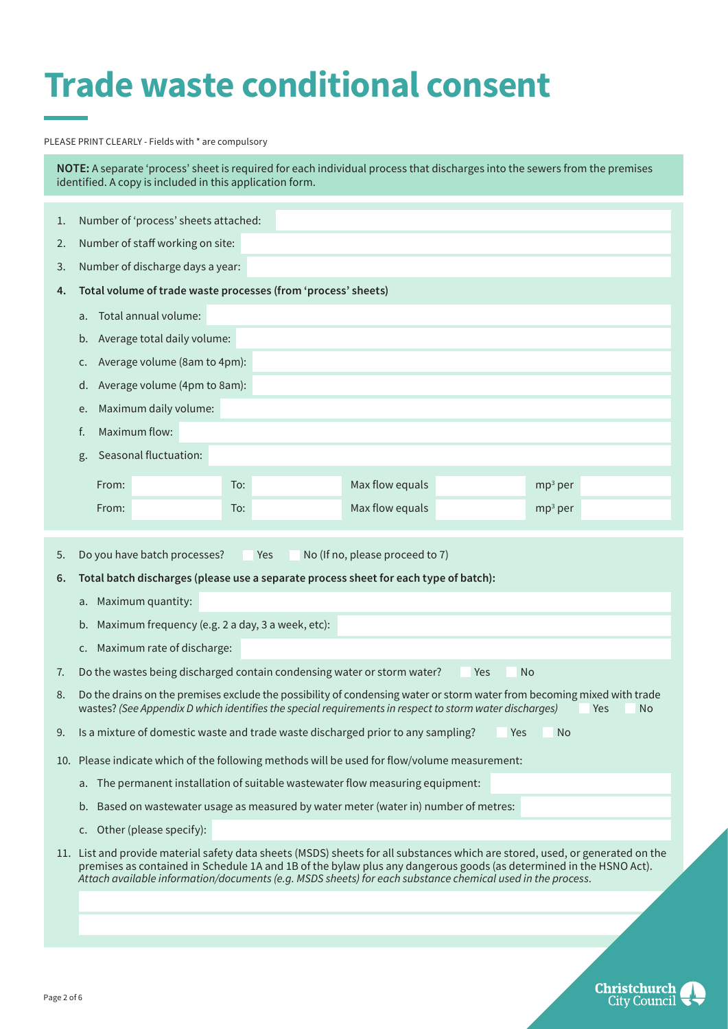# Trade waste conditional consent

PLEASE PRINT CLEARLY - Fields with * are compulsory

**NOTE:** A separate 'process' sheet is required for each individual process that discharges into the sewers from the premises identified. A copy is included in this application form.

1. Number of 'process' sheets attached:
2. Number of staff working on site:
3. Number of discharge days a year:
4. **Total volume of trade waste processes (from 'process' sheets)**
   a. Total annual volume:
   b. Average total daily volume:
   c. Average volume (8am to 4pm):
   d. Average volume (4pm to 8am):
   e. Maximum daily volume:
   f. Maximum flow:
   g. Seasonal fluctuation:

| From: | | To: | | Max flow equals | | mp³ per | |
|---|---|---|---|---|---|---|---|
| From: | | To: | | Max flow equals | | mp³ per | |

5. Do you have batch processes? ☐ Yes ☐ No (If no, please proceed to 7)
6. **Total batch discharges (please use a separate process sheet for each type of batch):**
   a. Maximum quantity:
   b. Maximum frequency (e.g. 2 a day, 3 a week, etc):
   c. Maximum rate of discharge:
7. Do the wastes being discharged contain condensing water or storm water? ☐ Yes ☐ No
8. Do the drains on the premises exclude the possibility of condensing water or storm water from becoming mixed with trade wastes? *(See Appendix D which identifies the special requirements in respect to storm water discharges)* ☐ Yes ☐ No
9. Is a mixture of domestic waste and trade waste discharged prior to any sampling? ☐ Yes ☐ No
10. Please indicate which of the following methods will be used for flow/volume measurement:
    a. The permanent installation of suitable wastewater flow measuring equipment:
    b. Based on wastewater usage as measured by water meter (water in) number of metres:
    c. Other (please specify):
11. List and provide material safety data sheets (MSDS) sheets for all substances which are stored, used, or generated on the premises as contained in Schedule 1A and 1B of the bylaw plus any dangerous goods (as determined in the HSNO Act). *Attach available information/documents (e.g. MSDS sheets) for each substance chemical used in the process.*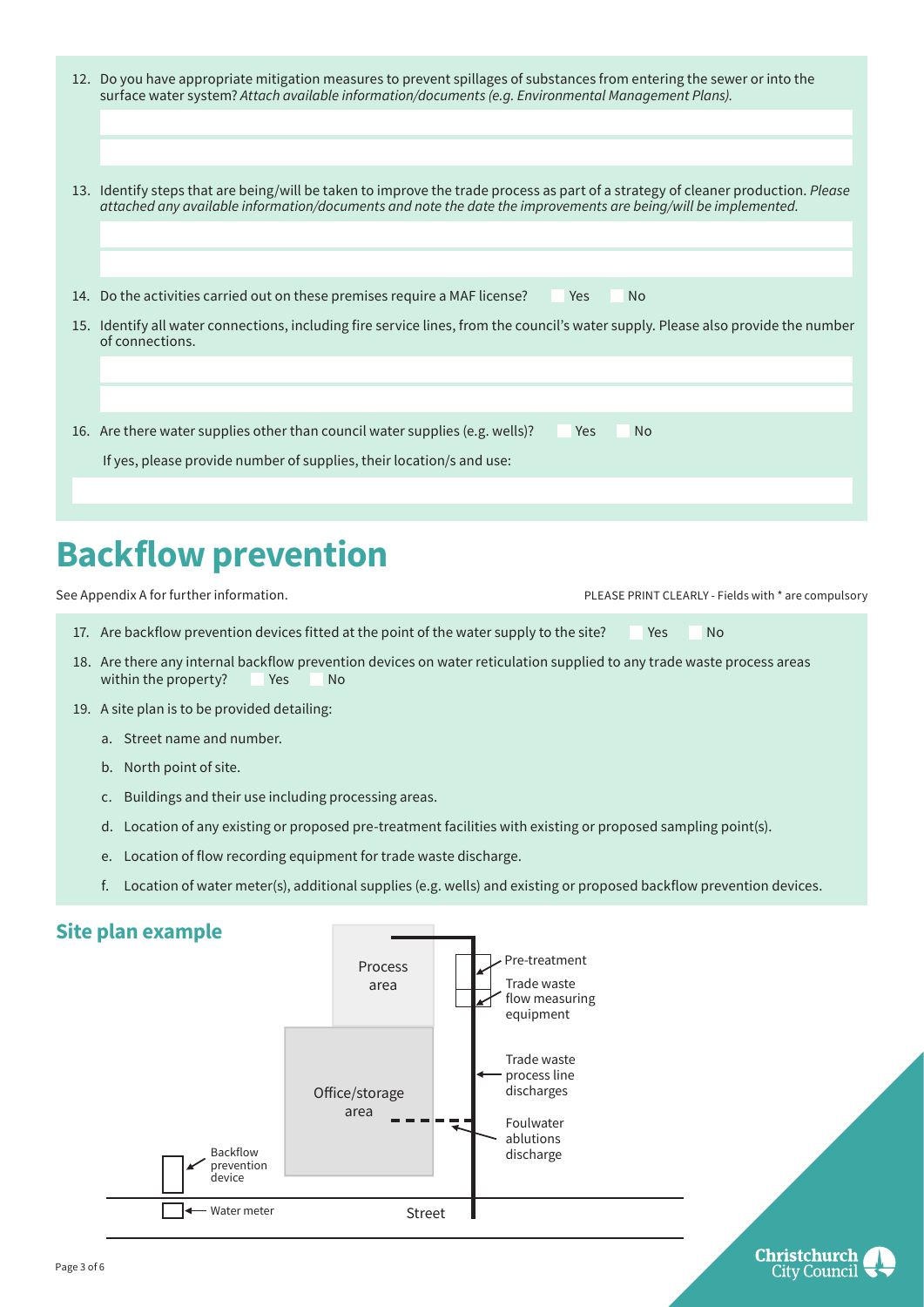12. Do you have appropriate mitigation measures to prevent spillages of substances from entering the sewer or into the surface water system? *Attach available information/documents (e.g. Environmental Management Plans).*

13. Identify steps that are being/will be taken to improve the trade process as part of a strategy of cleaner production. *Please attached any available information/documents and note the date the improvements are being/will be implemented.*

14. Do the activities carried out on these premises require a MAF license? ☐ Yes ☐ No

15. Identify all water connections, including fire service lines, from the council's water supply. Please also provide the number of connections.

16. Are there water supplies other than council water supplies (e.g. wells)? ☐ Yes ☐ No

    If yes, please provide number of supplies, their location/s and use:

# Backflow prevention

See Appendix A for further information.

PLEASE PRINT CLEARLY - Fields with * are compulsory

17. Are backflow prevention devices fitted at the point of the water supply to the site? ☐ Yes ☐ No

18. Are there any internal backflow prevention devices on water reticulation supplied to any trade waste process areas within the property? ☐ Yes ☐ No

19. A site plan is to be provided detailing:

    a. Street name and number.

    b. North point of site.

    c. Buildings and their use including processing areas.

    d. Location of any existing or proposed pre-treatment facilities with existing or proposed sampling point(s).

    e. Location of flow recording equipment for trade waste discharge.

    f. Location of water meter(s), additional supplies (e.g. wells) and existing or proposed backflow prevention devices.

## Site plan example

Process area

Office/storage area

Pre-treatment

Trade waste flow measuring equipment

Trade waste process line discharges

Foulwater ablutions discharge

Backflow prevention device

Water meter

Street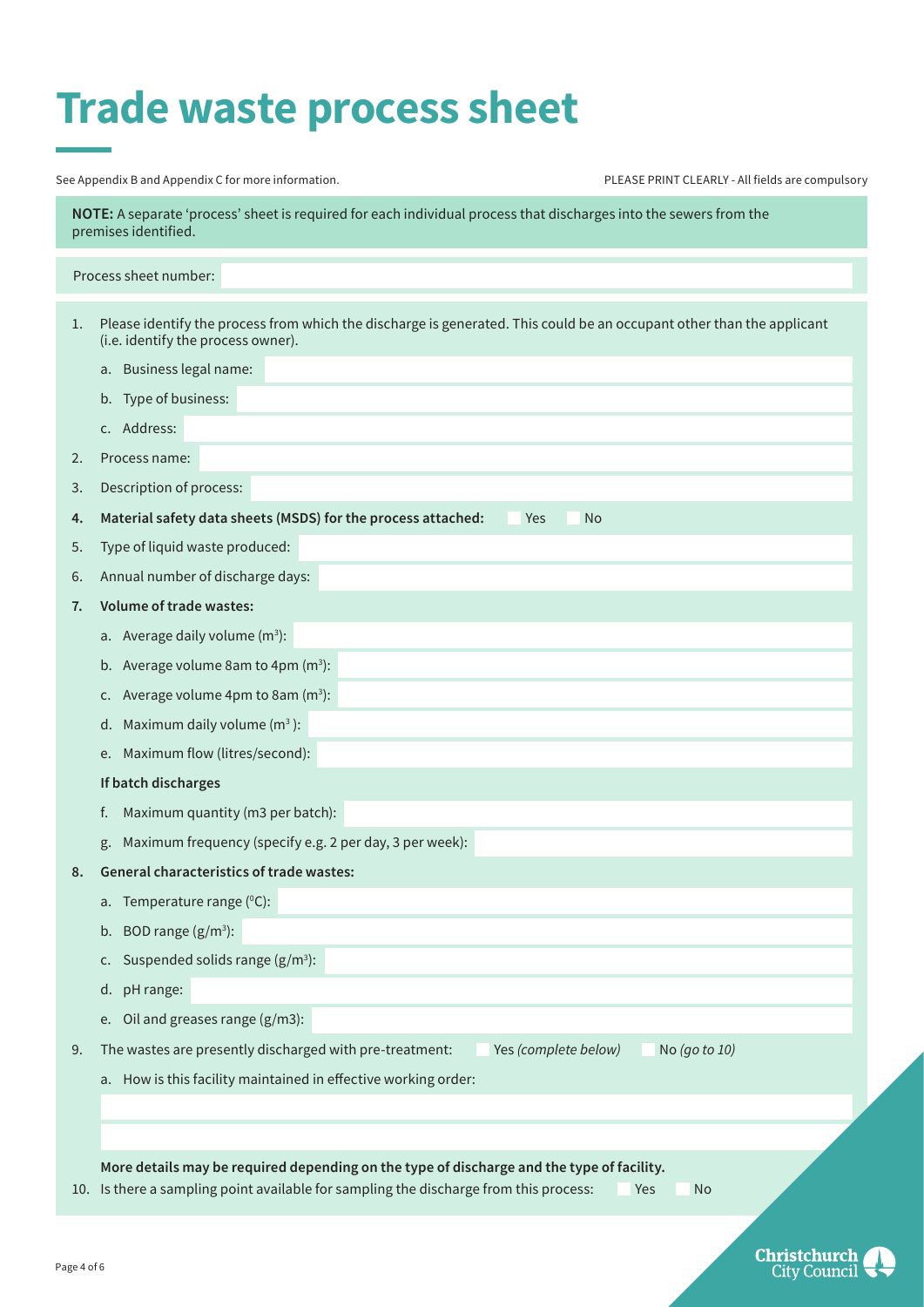# Trade waste process sheet

See Appendix B and Appendix C for more information.

PLEASE PRINT CLEARLY - All fields are compulsory

**NOTE:** A separate 'process' sheet is required for each individual process that discharges into the sewers from the premises identified.

Process sheet number:

1. Please identify the process from which the discharge is generated. This could be an occupant other than the applicant (i.e. identify the process owner).
   a. Business legal name:
   b. Type of business:
   c. Address:
2. Process name:
3. Description of process:
4. **Material safety data sheets (MSDS) for the process attached:** Yes No
5. Type of liquid waste produced:
6. Annual number of discharge days:
7. **Volume of trade wastes:**
   a. Average daily volume ($m^3$):
   b. Average volume 8am to 4pm ($m^3$):
   c. Average volume 4pm to 8am ($m^3$):
   d. Maximum daily volume ($m^3$ ):
   e. Maximum flow (litres/second):

   **If batch discharges**

   f. Maximum quantity (m3 per batch):
   g. Maximum frequency (specify e.g. 2 per day, 3 per week):
8. **General characteristics of trade wastes:**
   a. Temperature range ($^0$C):
   b. BOD range (g/$m^3$):
   c. Suspended solids range (g/$m^3$):
   d. pH range:
   e. Oil and greases range (g/m3):
9. The wastes are presently discharged with pre-treatment: Yes *(complete below)* No *(go to 10)*
   a. How is this facility maintained in effective working order:

   **More details may be required depending on the type of discharge and the type of facility.**
10. Is there a sampling point available for sampling the discharge from this process: Yes No

Christchurch City Council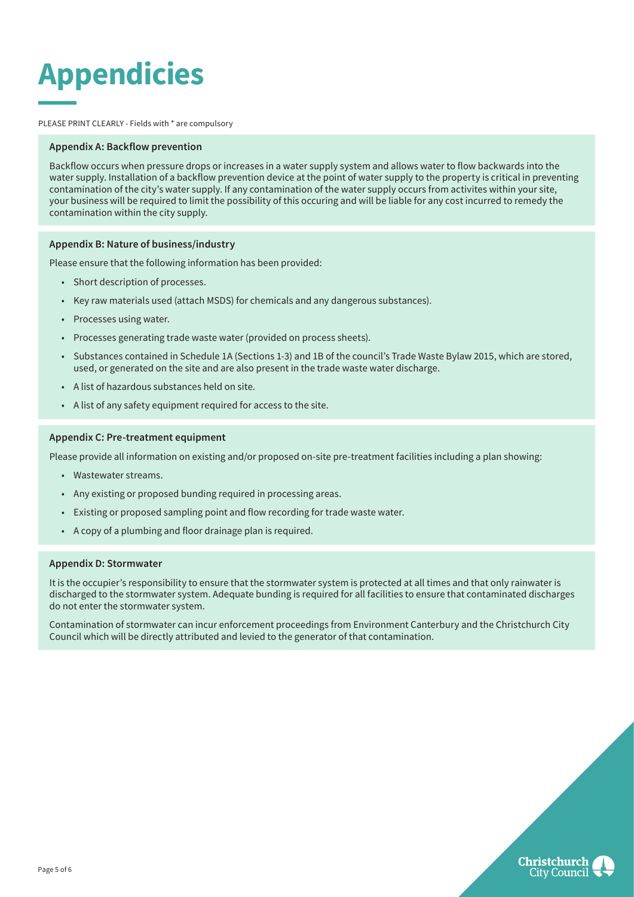# Appendicies

PLEASE PRINT CLEARLY - Fields with * are compulsory

### Appendix A: Backflow prevention

Backflow occurs when pressure drops or increases in a water supply system and allows water to flow backwards into the water supply. Installation of a backflow prevention device at the point of water supply to the property is critical in preventing contamination of the city's water supply. If any contamination of the water supply occurs from activites within your site, your business will be required to limit the possibility of this occuring and will be liable for any cost incurred to remedy the contamination within the city supply.

### Appendix B: Nature of business/industry

Please ensure that the following information has been provided:

- Short description of processes.
- Key raw materials used (attach MSDS) for chemicals and any dangerous substances).
- Processes using water.
- Processes generating trade waste water (provided on process sheets).
- Substances contained in Schedule 1A (Sections 1-3) and 1B of the council's Trade Waste Bylaw 2015, which are stored, used, or generated on the site and are also present in the trade waste water discharge.
- A list of hazardous substances held on site.
- A list of any safety equipment required for access to the site.

### Appendix C: Pre-treatment equipment

Please provide all information on existing and/or proposed on-site pre-treatment facilities including a plan showing:

- Wastewater streams.
- Any existing or proposed bunding required in processing areas.
- Existing or proposed sampling point and flow recording for trade waste water.
- A copy of a plumbing and floor drainage plan is required.

### Appendix D: Stormwater

It is the occupier's responsibility to ensure that the stormwater system is protected at all times and that only rainwater is discharged to the stormwater system. Adequate bunding is required for all facilities to ensure that contaminated discharges do not enter the stormwater system.

Contamination of stormwater can incur enforcement proceedings from Environment Canterbury and the Christchurch City Council which will be directly attributed and levied to the generator of that contamination.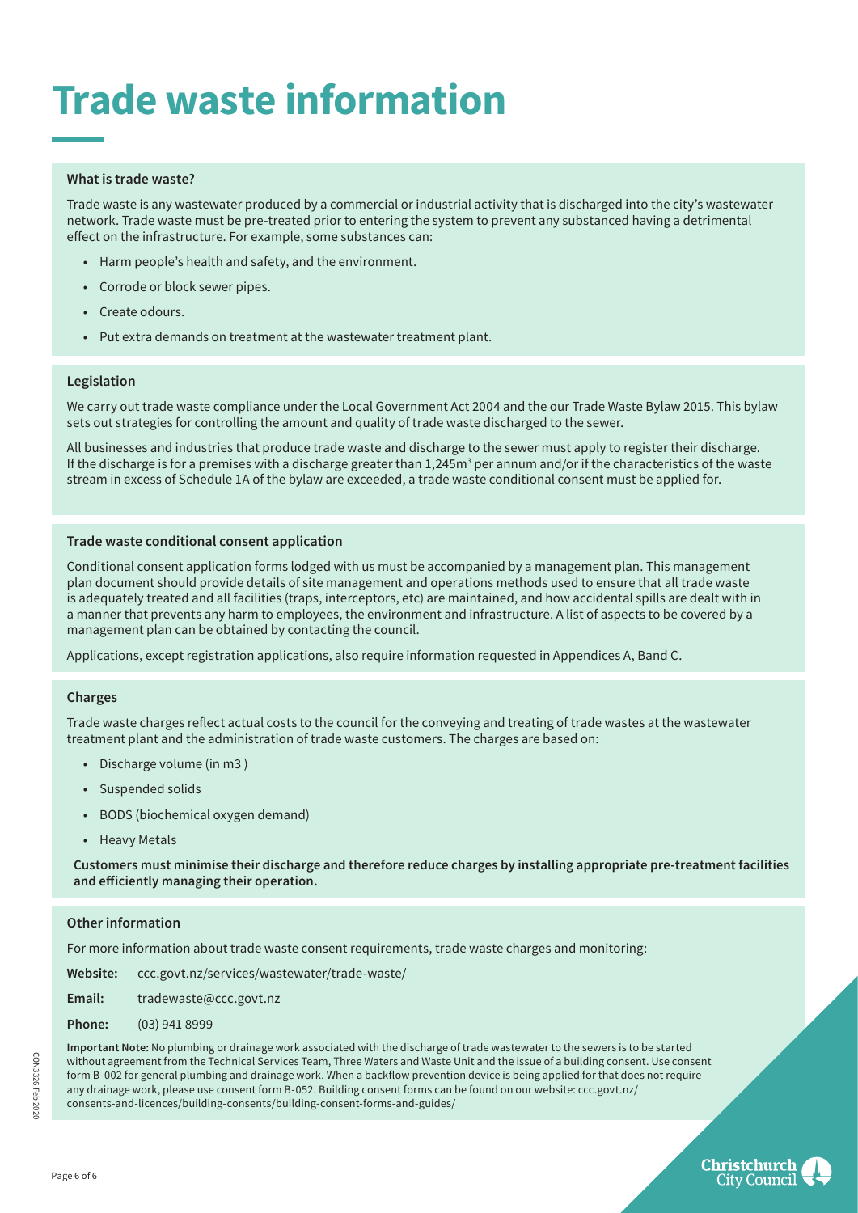# Trade waste information

### What is trade waste?

Trade waste is any wastewater produced by a commercial or industrial activity that is discharged into the city's wastewater network. Trade waste must be pre-treated prior to entering the system to prevent any substanced having a detrimental effect on the infrastructure. For example, some substances can:

- Harm people's health and safety, and the environment.
- Corrode or block sewer pipes.
- Create odours.
- Put extra demands on treatment at the wastewater treatment plant.

### Legislation

We carry out trade waste compliance under the Local Government Act 2004 and the our Trade Waste Bylaw 2015. This bylaw sets out strategies for controlling the amount and quality of trade waste discharged to the sewer.

All businesses and industries that produce trade waste and discharge to the sewer must apply to register their discharge. If the discharge is for a premises with a discharge greater than 1,245$m^3$ per annum and/or if the characteristics of the waste stream in excess of Schedule 1A of the bylaw are exceeded, a trade waste conditional consent must be applied for.

### Trade waste conditional consent application

Conditional consent application forms lodged with us must be accompanied by a management plan. This management plan document should provide details of site management and operations methods used to ensure that all trade waste is adequately treated and all facilities (traps, interceptors, etc) are maintained, and how accidental spills are dealt with in a manner that prevents any harm to employees, the environment and infrastructure. A list of aspects to be covered by a management plan can be obtained by contacting the council.

Applications, except registration applications, also require information requested in Appendices A, Band C.

### Charges

Trade waste charges reflect actual costs to the council for the conveying and treating of trade wastes at the wastewater treatment plant and the administration of trade waste customers. The charges are based on:

- Discharge volume (in m3 )
- Suspended solids
- BODS (biochemical oxygen demand)
- Heavy Metals

**Customers must minimise their discharge and therefore reduce charges by installing appropriate pre-treatment facilities and efficiently managing their operation.**

### Other information

For more information about trade waste consent requirements, trade waste charges and monitoring:

**Website:** ccc.govt.nz/services/wastewater/trade-waste/

**Email:** tradewaste@ccc.govt.nz

**Phone:** (03) 941 8999

**Important Note:** No plumbing or drainage work associated with the discharge of trade wastewater to the sewers is to be started without agreement from the Technical Services Team, Three Waters and Waste Unit and the issue of a building consent. Use consent form B-002 for general plumbing and drainage work. When a backflow prevention device is being applied for that does not require any drainage work, please use consent form B-052. Building consent forms can be found on our website: ccc.govt.nz/consents-and-licences/building-consents/building-consent-forms-and-guides/

CON3326 Feb 2020